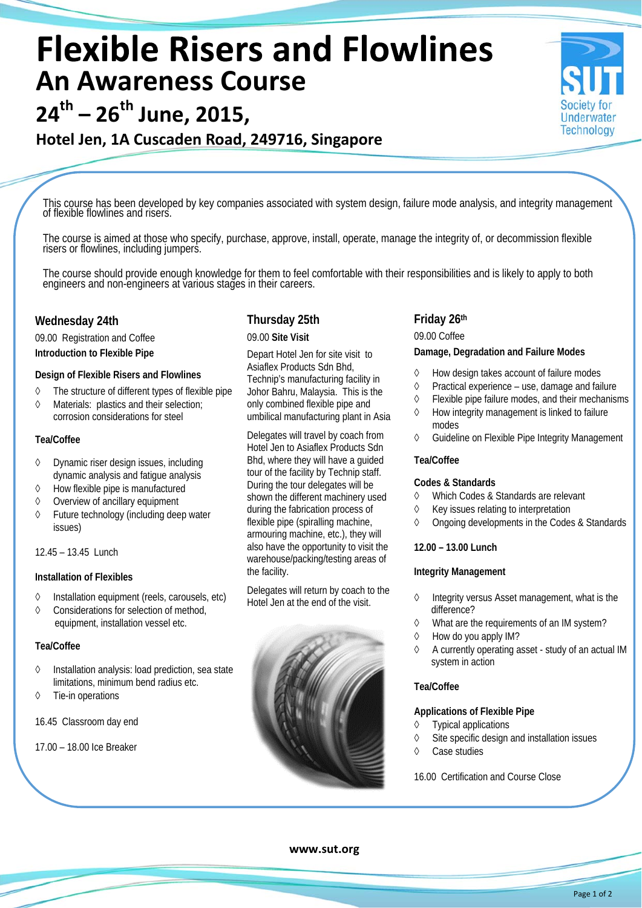# Flexible Risers and Flowlines

## An Awareness Course

## 24th – 26th June, 2015,

### Hotel Jen, 1A Cuscaden Road, 249716, Singapore

Society for Underwater Technology

This course has been developed by key companies associated with system design, failure mode analysis, and integrity management of flexible flowlines and risers.

The course is aimed at those who specify, purchase, approve, install, operate, manage the integrity of, or decommission flexible risers or flowlines, including jumpers.

The course should provide enough knowledge for them to feel comfortable with their responsibilities and is likely to apply to both engineers and non-engineers at various stages in their careers.

### Wednesday 24th

09.00 Registration and Coffee

**Introduction to Flexible Pipe**

**Design of Flexible Risers and Flowlines**

- The structure of different types of flexible pipe
- Materials: plastics and their selection; corrosion considerations for steel

**Tea/Coffee**

- Dynamic riser design issues, including dynamic analysis and fatigue analysis
- How flexible pipe is manufactured
- Overview of ancillary equipment
- Future technology (including deep water issues)

12.45 – 13.45 Lunch

**Installation of Flexibles**

- Installation equipment (reels, carousels, etc)
- Considerations for selection of method, equipment, installation vessel etc.

**Tea/Coffee**

- Installation analysis: load prediction, sea state limitations, minimum bend radius etc.
- Tie-in operations

16.45 Classroom day end

17.00 – 18.00 Ice Breaker

### Thursday 25th

09.00 **Site Visit**

Depart Hotel Jen for site visit to Asiaflex Products Sdn Bhd, Technip's manufacturing facility in Johor Bahru, Malaysia. This is the only combined flexible pipe and umbilical manufacturing plant in Asia

Delegates will travel by coach from Hotel Jen to Asiaflex Products Sdn Bhd, where they will have a guided tour of the facility by Technip staff. During the tour delegates will be shown the different machinery used during the fabrication process of flexible pipe (spiralling machine, armouring machine, etc.), they will also have the opportunity to visit the warehouse/packing/testing areas of the facility.

Delegates will return by coach to the Hotel Jen at the end of the visit.

### Friday 26th

09.00 Coffee

**Damage, Degradation and Failure Modes**

- How design takes account of failure modes
- Practical experience – use, damage and failure
- Flexible pipe failure modes, and their mechanisms
- How integrity management is linked to failure modes
- Guideline on Flexible Pipe Integrity Management

**Tea/Coffee**

**Codes & Standards**

- Which Codes & Standards are relevant
- Key issues relating to interpretation
- Ongoing developments in the Codes & Standards

**12.00 – 13.00 Lunch**

**Integrity Management**

- Integrity versus Asset management, what is the difference?
- What are the requirements of an IM system?
- How do you apply IM?
- A currently operating asset - study of an actual IM system in action

**Tea/Coffee**

**Applications of Flexible Pipe**

- Typical applications
- Site specific design and installation issues
- Case studies

16.00 Certification and Course Close

**www.sut.org**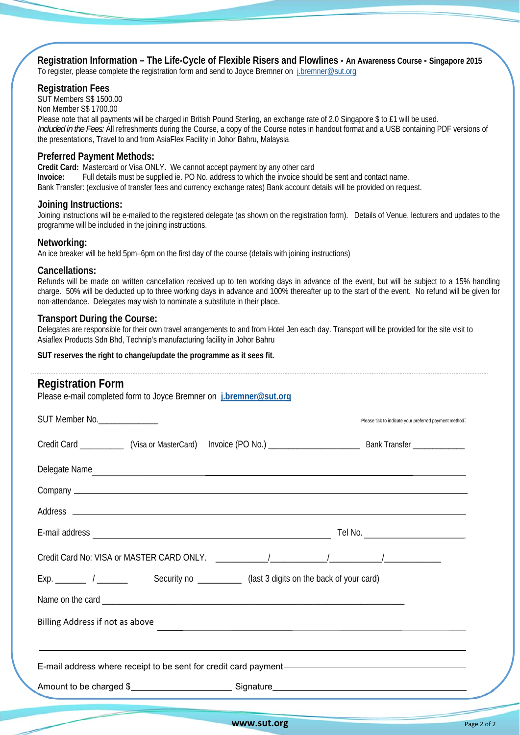## Registration Information – The Life-Cycle of Flexible Risers and Flowlines - An Awareness Course - Singapore 2015

To register, please complete the registration form and send to Joyce Bremner on j.bremner@sut.org

### Registration Fees

SUT Members S$ 1500.00
Non Member S$ 1700.00
Please note that all payments will be charged in British Pound Sterling, an exchange rate of 2.0 Singapore $ to £1 will be used.
*Included in the Fees:* All refreshments during the Course, a copy of the Course notes in handout format and a USB containing PDF versions of the presentations, Travel to and from AsiaFlex Facility in Johor Bahru, Malaysia

### Preferred Payment Methods:

**Credit Card:** Mastercard or Visa ONLY. We cannot accept payment by any other card
**Invoice:** Full details must be supplied ie. PO No. address to which the invoice should be sent and contact name.
Bank Transfer: (exclusive of transfer fees and currency exchange rates) Bank account details will be provided on request.

### Joining Instructions:

Joining instructions will be e-mailed to the registered delegate (as shown on the registration form). Details of Venue, lecturers and updates to the programme will be included in the joining instructions.

### Networking:

An ice breaker will be held 5pm–6pm on the first day of the course (details with joining instructions)

### Cancellations:

Refunds will be made on written cancellation received up to ten working days in advance of the event, but will be subject to a 15% handling charge. 50% will be deducted up to three working days in advance and 100% thereafter up to the start of the event. No refund will be given for non-attendance. Delegates may wish to nominate a substitute in their place.

### Transport During the Course:

Delegates are responsible for their own travel arrangements to and from Hotel Jen each day. Transport will be provided for the site visit to Asiaflex Products Sdn Bhd, Technip's manufacturing facility in Johor Bahru

**SUT reserves the right to change/update the programme as it sees fit.**

---

## Registration Form

Please e-mail completed form to Joyce Bremner on **j.bremner@sut.org**

SUT Member No.______________ Please tick to indicate your preferred payment method:

Credit Card __________ (Visa or MasterCard) Invoice (PO No.) ______________________ Bank Transfer ____________

Delegate Name ______________________________________________

Company ______________________________________________

Address ______________________________________________

E-mail address ______________________________ Tel No. ______________________

Credit Card No: VISA or MASTER CARD ONLY. ___________/____________/___________/____________

Exp. _______ / _______ Security no __________ (last 3 digits on the back of your card)

Name on the card ______________________________________________

Billing Address if not as above ______________________________________________

______________________________________________

E-mail address where receipt to be sent for credit card payment______________________________

Amount to be charged $______________________ Signature______________________________

www.sut.org